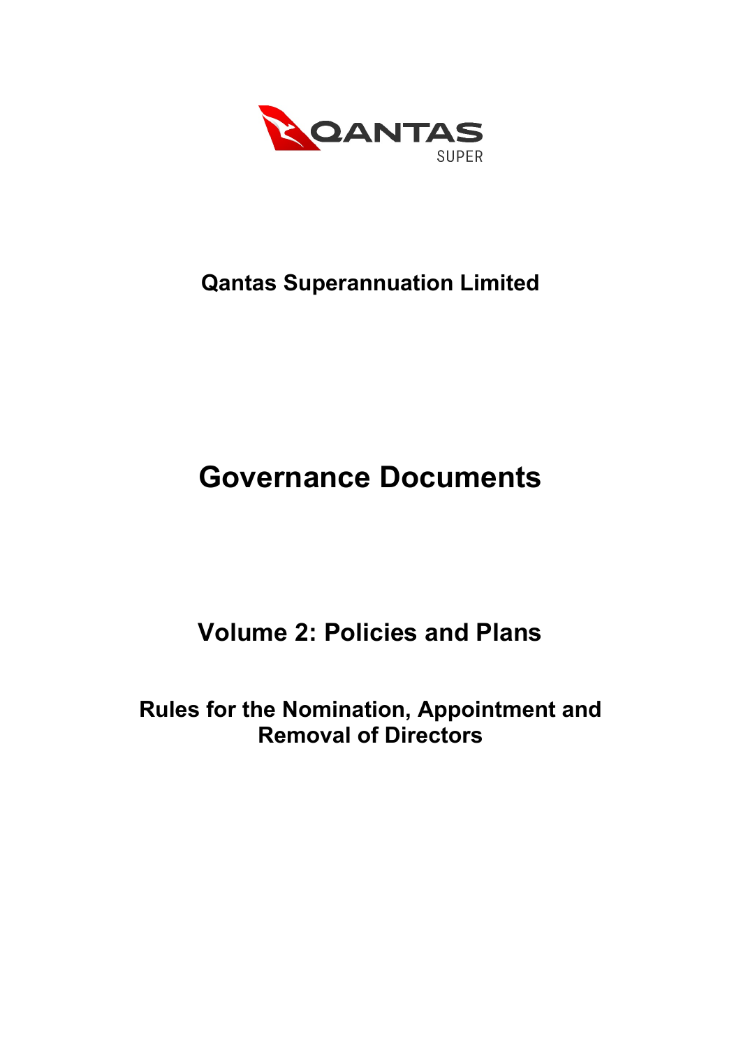QANTAS SUPER

# Qantas Superannuation Limited

# Governance Documents

## Volume 2: Policies and Plans

## Rules for the Nomination, Appointment and Removal of Directors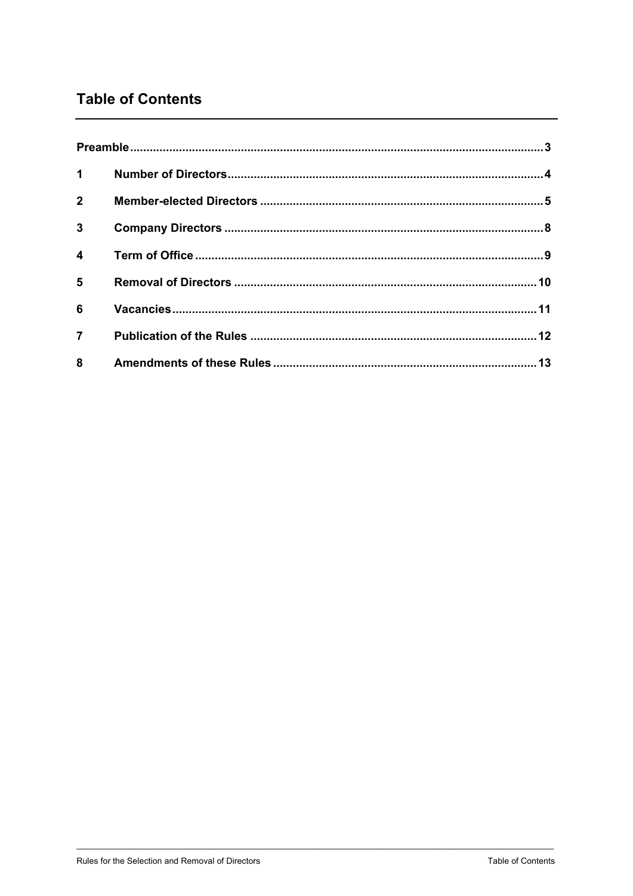## Table of Contents

| | | |
|---|---|---|
| **Preamble** | | **3** |
| **1** | **Number of Directors** | **4** |
| **2** | **Member-elected Directors** | **5** |
| **3** | **Company Directors** | **8** |
| **4** | **Term of Office** | **9** |
| **5** | **Removal of Directors** | **10** |
| **6** | **Vacancies** | **11** |
| **7** | **Publication of the Rules** | **12** |
| **8** | **Amendments of these Rules** | **13** |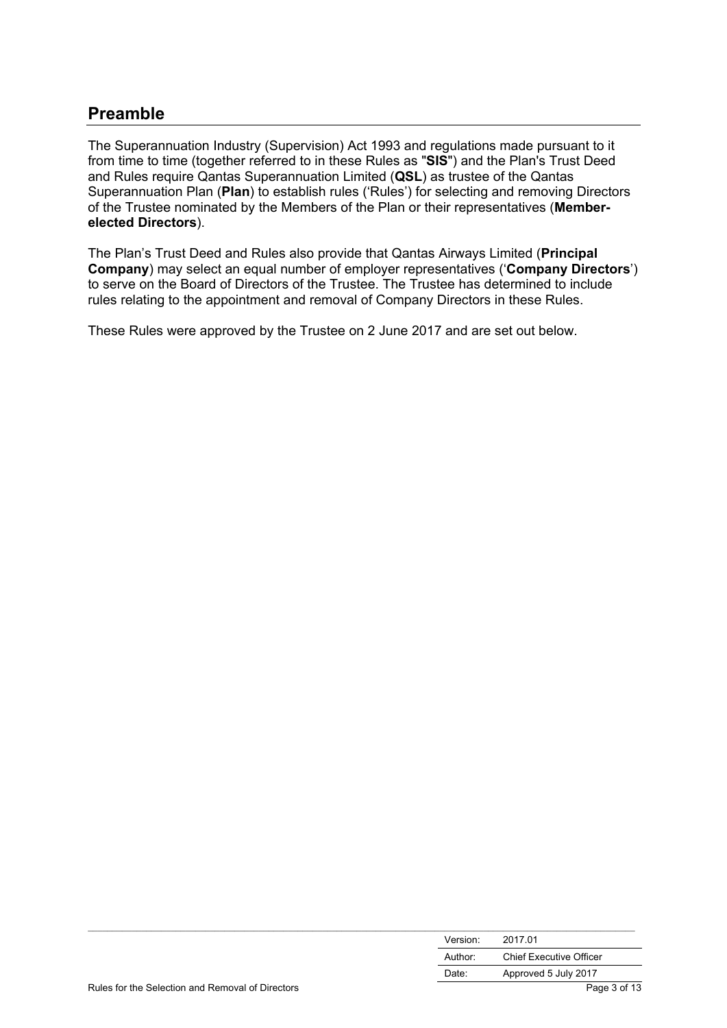## Preamble

The Superannuation Industry (Supervision) Act 1993 and regulations made pursuant to it from time to time (together referred to in these Rules as "**SIS**") and the Plan's Trust Deed and Rules require Qantas Superannuation Limited (**QSL**) as trustee of the Qantas Superannuation Plan (**Plan**) to establish rules ('Rules') for selecting and removing Directors of the Trustee nominated by the Members of the Plan or their representatives (**Member-elected Directors**).

The Plan's Trust Deed and Rules also provide that Qantas Airways Limited (**Principal Company**) may select an equal number of employer representatives ('**Company Directors**') to serve on the Board of Directors of the Trustee. The Trustee has determined to include rules relating to the appointment and removal of Company Directors in these Rules.

These Rules were approved by the Trustee on 2 June 2017 and are set out below.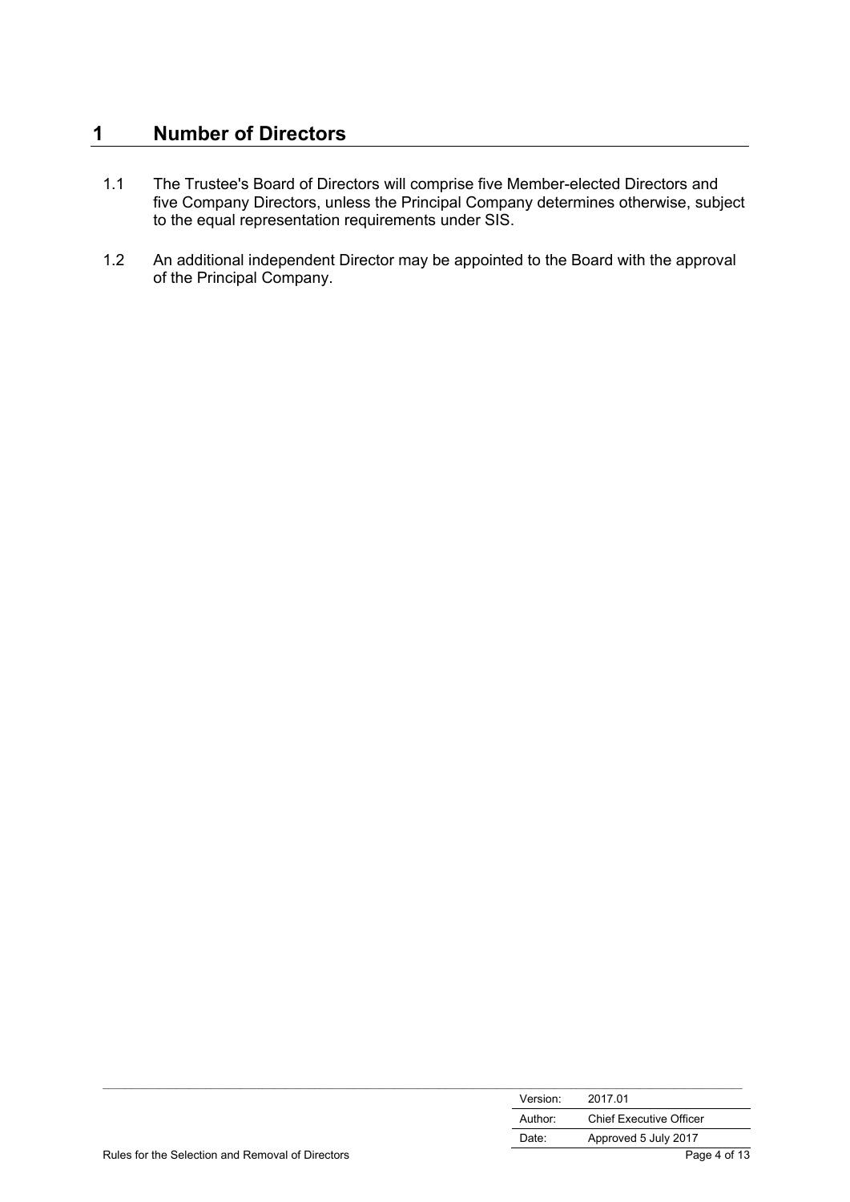# 1 Number of Directors

1.1 The Trustee's Board of Directors will comprise five Member-elected Directors and five Company Directors, unless the Principal Company determines otherwise, subject to the equal representation requirements under SIS.

1.2 An additional independent Director may be appointed to the Board with the approval of the Principal Company.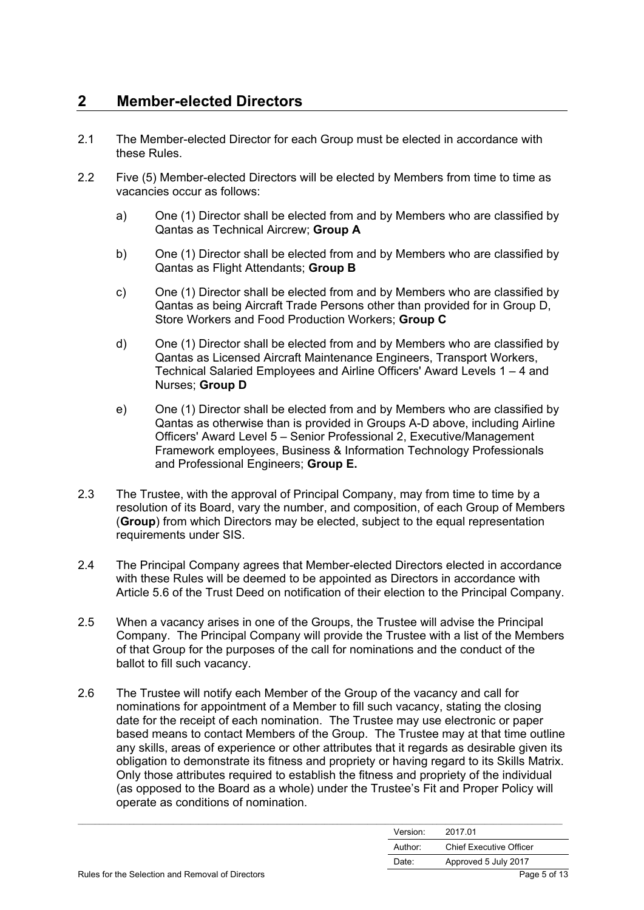## 2 Member-elected Directors

2.1 The Member-elected Director for each Group must be elected in accordance with these Rules.

2.2 Five (5) Member-elected Directors will be elected by Members from time to time as vacancies occur as follows:

a) One (1) Director shall be elected from and by Members who are classified by Qantas as Technical Aircrew; **Group A**

b) One (1) Director shall be elected from and by Members who are classified by Qantas as Flight Attendants; **Group B**

c) One (1) Director shall be elected from and by Members who are classified by Qantas as being Aircraft Trade Persons other than provided for in Group D, Store Workers and Food Production Workers; **Group C**

d) One (1) Director shall be elected from and by Members who are classified by Qantas as Licensed Aircraft Maintenance Engineers, Transport Workers, Technical Salaried Employees and Airline Officers' Award Levels 1 – 4 and Nurses; **Group D**

e) One (1) Director shall be elected from and by Members who are classified by Qantas as otherwise than is provided in Groups A-D above, including Airline Officers' Award Level 5 – Senior Professional 2, Executive/Management Framework employees, Business & Information Technology Professionals and Professional Engineers; **Group E.**

2.3 The Trustee, with the approval of Principal Company, may from time to time by a resolution of its Board, vary the number, and composition, of each Group of Members (**Group**) from which Directors may be elected, subject to the equal representation requirements under SIS.

2.4 The Principal Company agrees that Member-elected Directors elected in accordance with these Rules will be deemed to be appointed as Directors in accordance with Article 5.6 of the Trust Deed on notification of their election to the Principal Company.

2.5 When a vacancy arises in one of the Groups, the Trustee will advise the Principal Company. The Principal Company will provide the Trustee with a list of the Members of that Group for the purposes of the call for nominations and the conduct of the ballot to fill such vacancy.

2.6 The Trustee will notify each Member of the Group of the vacancy and call for nominations for appointment of a Member to fill such vacancy, stating the closing date for the receipt of each nomination. The Trustee may use electronic or paper based means to contact Members of the Group. The Trustee may at that time outline any skills, areas of experience or other attributes that it regards as desirable given its obligation to demonstrate its fitness and propriety or having regard to its Skills Matrix. Only those attributes required to establish the fitness and propriety of the individual (as opposed to the Board as a whole) under the Trustee's Fit and Proper Policy will operate as conditions of nomination.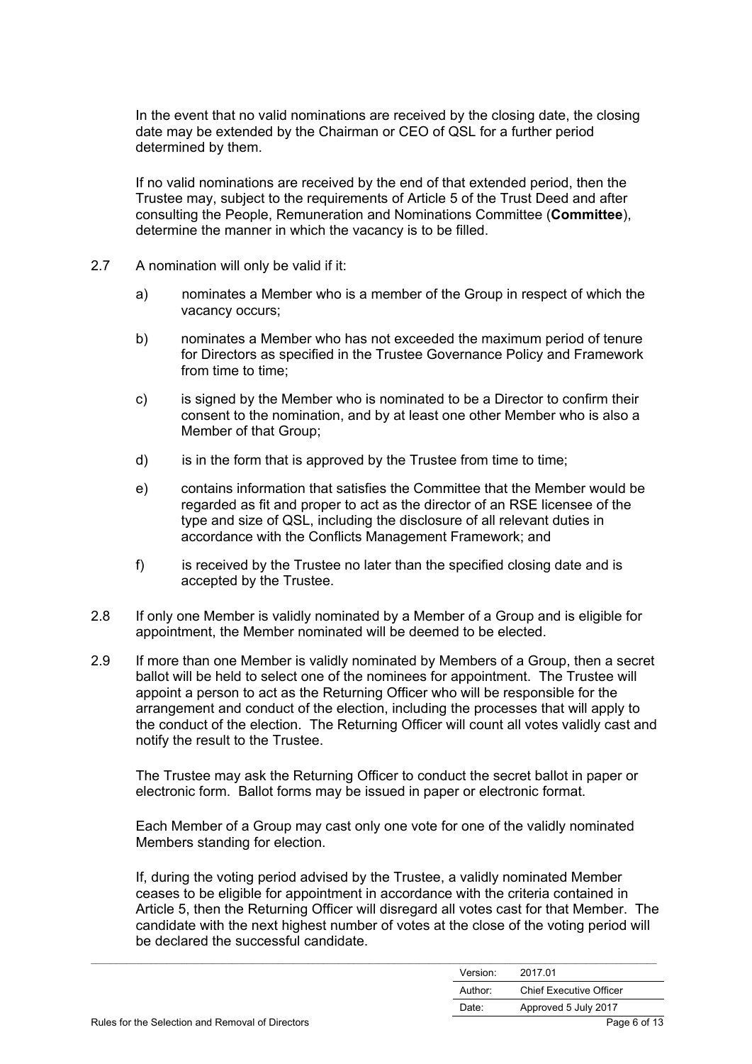In the event that no valid nominations are received by the closing date, the closing date may be extended by the Chairman or CEO of QSL for a further period determined by them.

If no valid nominations are received by the end of that extended period, then the Trustee may, subject to the requirements of Article 5 of the Trust Deed and after consulting the People, Remuneration and Nominations Committee (**Committee**), determine the manner in which the vacancy is to be filled.

2.7 A nomination will only be valid if it:

a) nominates a Member who is a member of the Group in respect of which the vacancy occurs;

b) nominates a Member who has not exceeded the maximum period of tenure for Directors as specified in the Trustee Governance Policy and Framework from time to time;

c) is signed by the Member who is nominated to be a Director to confirm their consent to the nomination, and by at least one other Member who is also a Member of that Group;

d) is in the form that is approved by the Trustee from time to time;

e) contains information that satisfies the Committee that the Member would be regarded as fit and proper to act as the director of an RSE licensee of the type and size of QSL, including the disclosure of all relevant duties in accordance with the Conflicts Management Framework; and

f) is received by the Trustee no later than the specified closing date and is accepted by the Trustee.

2.8 If only one Member is validly nominated by a Member of a Group and is eligible for appointment, the Member nominated will be deemed to be elected.

2.9 If more than one Member is validly nominated by Members of a Group, then a secret ballot will be held to select one of the nominees for appointment. The Trustee will appoint a person to act as the Returning Officer who will be responsible for the arrangement and conduct of the election, including the processes that will apply to the conduct of the election. The Returning Officer will count all votes validly cast and notify the result to the Trustee.

The Trustee may ask the Returning Officer to conduct the secret ballot in paper or electronic form. Ballot forms may be issued in paper or electronic format.

Each Member of a Group may cast only one vote for one of the validly nominated Members standing for election.

If, during the voting period advised by the Trustee, a validly nominated Member ceases to be eligible for appointment in accordance with the criteria contained in Article 5, then the Returning Officer will disregard all votes cast for that Member. The candidate with the next highest number of votes at the close of the voting period will be declared the successful candidate.

| Version: | 2017.01 |
|---|---|
| Author: | Chief Executive Officer |
| Date: | Approved 5 July 2017 |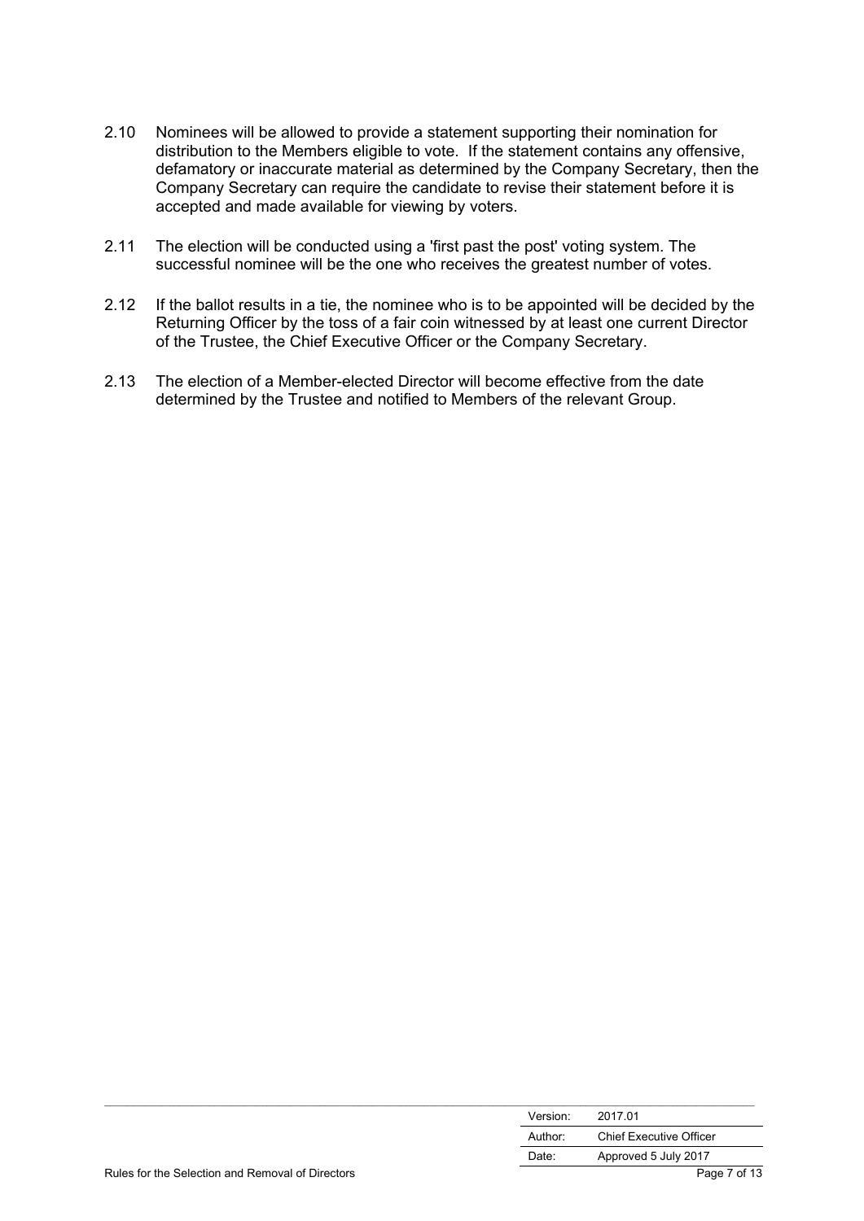2.10 Nominees will be allowed to provide a statement supporting their nomination for distribution to the Members eligible to vote. If the statement contains any offensive, defamatory or inaccurate material as determined by the Company Secretary, then the Company Secretary can require the candidate to revise their statement before it is accepted and made available for viewing by voters.

2.11 The election will be conducted using a 'first past the post' voting system. The successful nominee will be the one who receives the greatest number of votes.

2.12 If the ballot results in a tie, the nominee who is to be appointed will be decided by the Returning Officer by the toss of a fair coin witnessed by at least one current Director of the Trustee, the Chief Executive Officer or the Company Secretary.

2.13 The election of a Member-elected Director will become effective from the date determined by the Trustee and notified to Members of the relevant Group.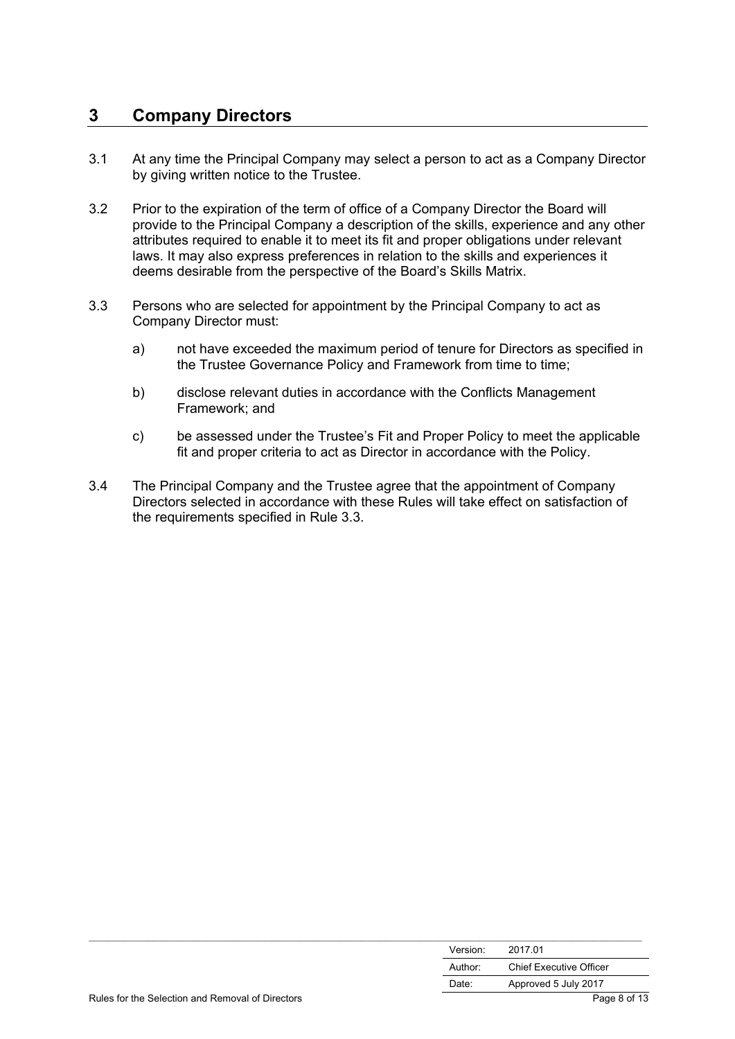# 3 Company Directors

3.1 At any time the Principal Company may select a person to act as a Company Director by giving written notice to the Trustee.

3.2 Prior to the expiration of the term of office of a Company Director the Board will provide to the Principal Company a description of the skills, experience and any other attributes required to enable it to meet its fit and proper obligations under relevant laws. It may also express preferences in relation to the skills and experiences it deems desirable from the perspective of the Board's Skills Matrix.

3.3 Persons who are selected for appointment by the Principal Company to act as Company Director must:

a) not have exceeded the maximum period of tenure for Directors as specified in the Trustee Governance Policy and Framework from time to time;

b) disclose relevant duties in accordance with the Conflicts Management Framework; and

c) be assessed under the Trustee's Fit and Proper Policy to meet the applicable fit and proper criteria to act as Director in accordance with the Policy.

3.4 The Principal Company and the Trustee agree that the appointment of Company Directors selected in accordance with these Rules will take effect on satisfaction of the requirements specified in Rule 3.3.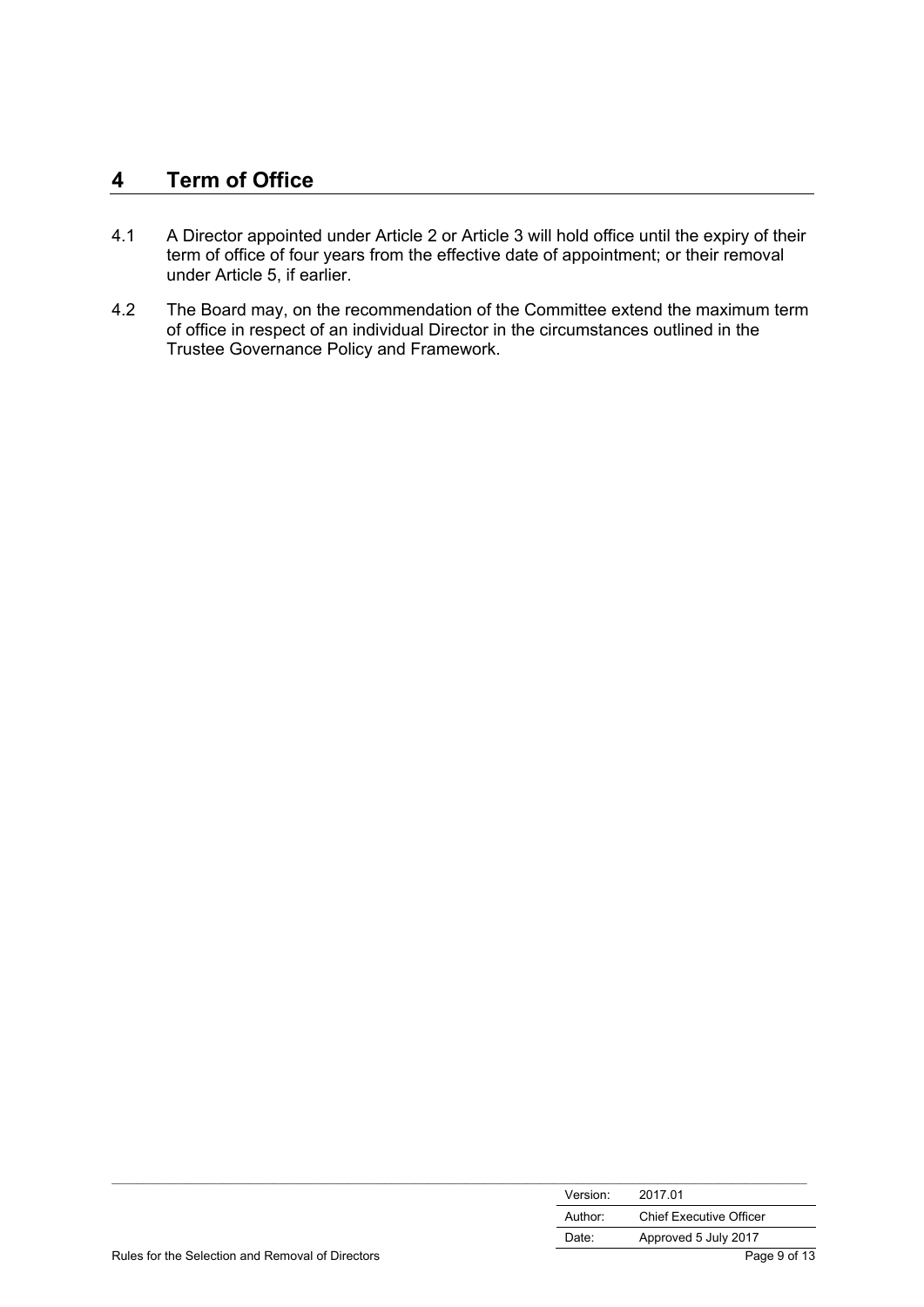## 4 Term of Office

4.1 A Director appointed under Article 2 or Article 3 will hold office until the expiry of their term of office of four years from the effective date of appointment; or their removal under Article 5, if earlier.

4.2 The Board may, on the recommendation of the Committee extend the maximum term of office in respect of an individual Director in the circumstances outlined in the Trustee Governance Policy and Framework.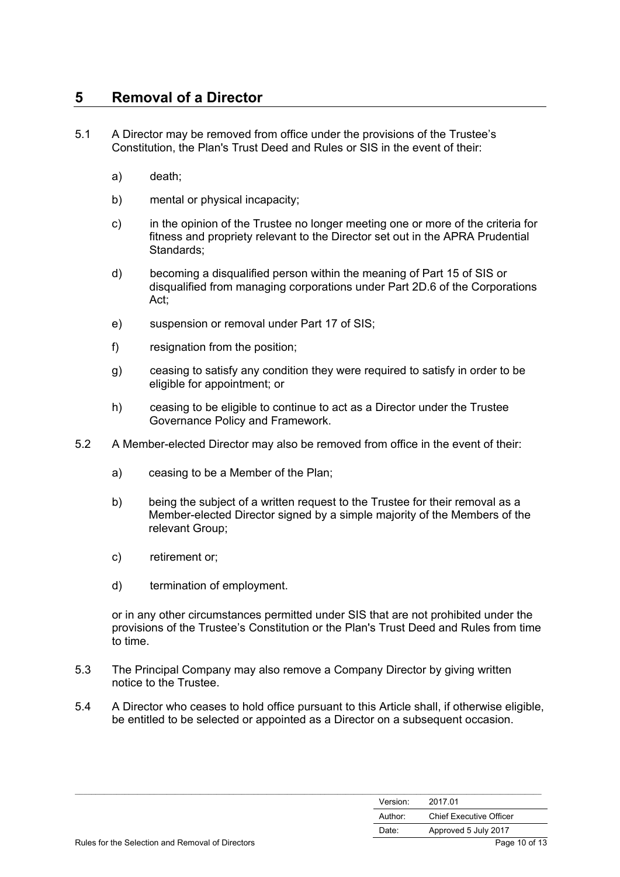## 5 Removal of a Director

5.1 A Director may be removed from office under the provisions of the Trustee's Constitution, the Plan's Trust Deed and Rules or SIS in the event of their:

a) death;

b) mental or physical incapacity;

c) in the opinion of the Trustee no longer meeting one or more of the criteria for fitness and propriety relevant to the Director set out in the APRA Prudential Standards;

d) becoming a disqualified person within the meaning of Part 15 of SIS or disqualified from managing corporations under Part 2D.6 of the Corporations Act;

e) suspension or removal under Part 17 of SIS;

f) resignation from the position;

g) ceasing to satisfy any condition they were required to satisfy in order to be eligible for appointment; or

h) ceasing to be eligible to continue to act as a Director under the Trustee Governance Policy and Framework.

5.2 A Member-elected Director may also be removed from office in the event of their:

a) ceasing to be a Member of the Plan;

b) being the subject of a written request to the Trustee for their removal as a Member-elected Director signed by a simple majority of the Members of the relevant Group;

c) retirement or;

d) termination of employment.

or in any other circumstances permitted under SIS that are not prohibited under the provisions of the Trustee's Constitution or the Plan's Trust Deed and Rules from time to time.

5.3 The Principal Company may also remove a Company Director by giving written notice to the Trustee.

5.4 A Director who ceases to hold office pursuant to this Article shall, if otherwise eligible, be entitled to be selected or appointed as a Director on a subsequent occasion.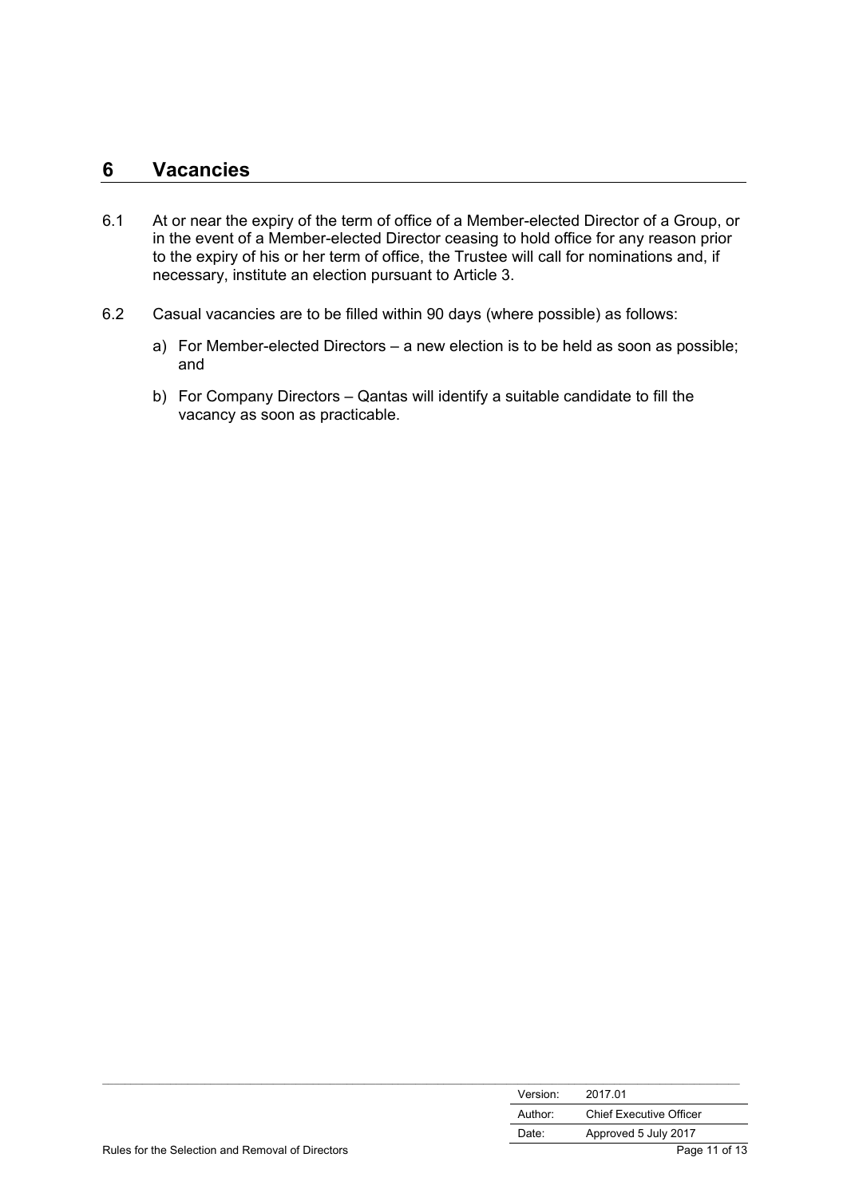## 6 Vacancies

6.1 At or near the expiry of the term of office of a Member-elected Director of a Group, or in the event of a Member-elected Director ceasing to hold office for any reason prior to the expiry of his or her term of office, the Trustee will call for nominations and, if necessary, institute an election pursuant to Article 3.

6.2 Casual vacancies are to be filled within 90 days (where possible) as follows:

a) For Member-elected Directors – a new election is to be held as soon as possible; and

b) For Company Directors – Qantas will identify a suitable candidate to fill the vacancy as soon as practicable.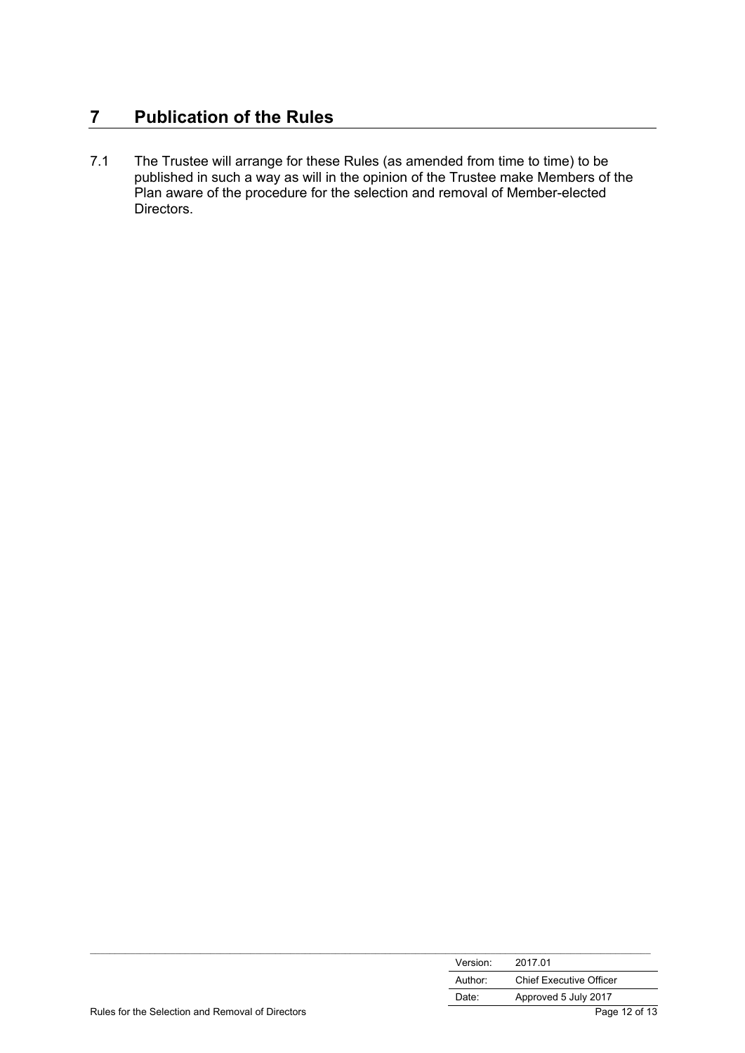# 7 Publication of the Rules

7.1 The Trustee will arrange for these Rules (as amended from time to time) to be published in such a way as will in the opinion of the Trustee make Members of the Plan aware of the procedure for the selection and removal of Member-elected Directors.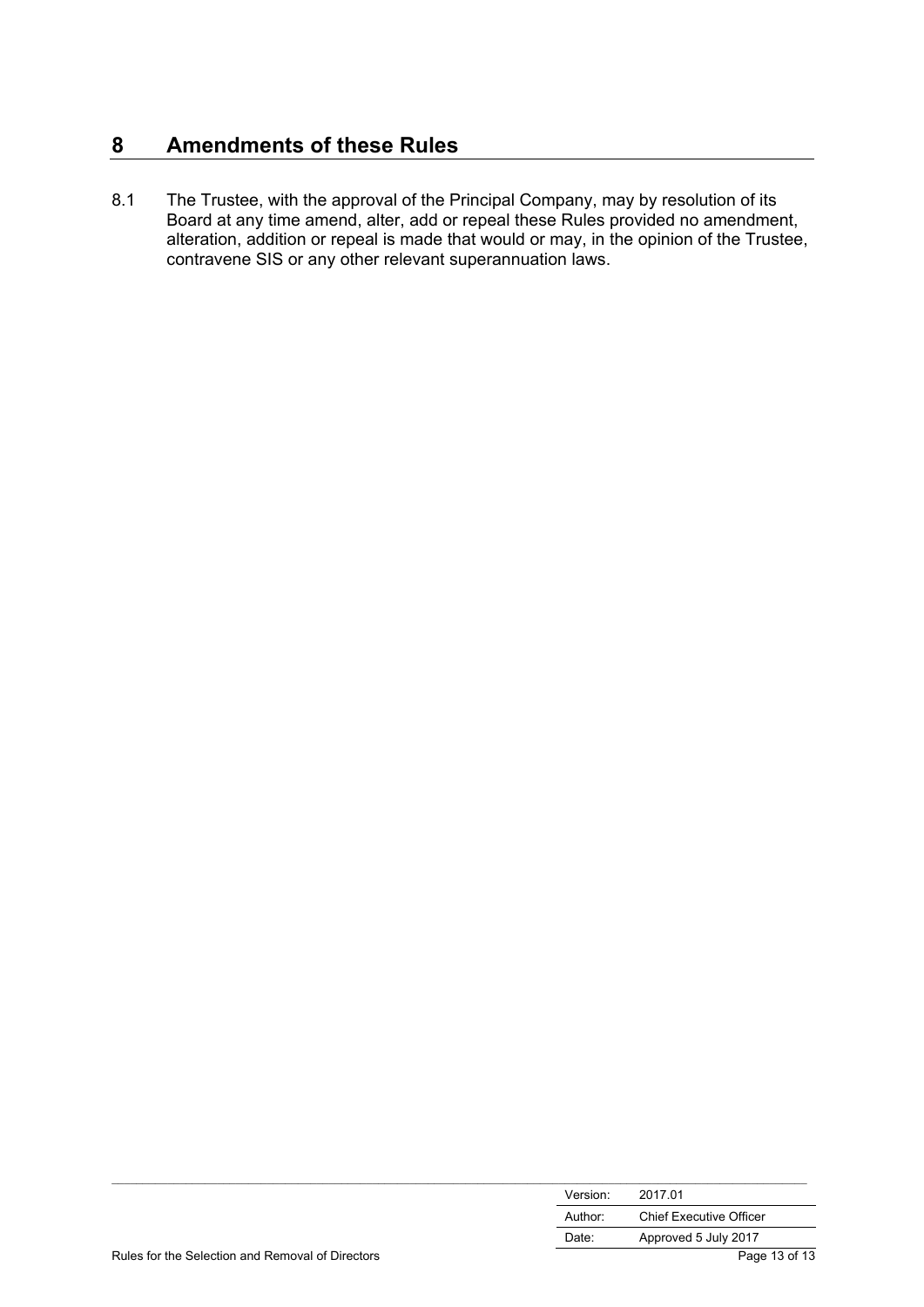# 8 Amendments of these Rules

8.1 The Trustee, with the approval of the Principal Company, may by resolution of its Board at any time amend, alter, add or repeal these Rules provided no amendment, alteration, addition or repeal is made that would or may, in the opinion of the Trustee, contravene SIS or any other relevant superannuation laws.